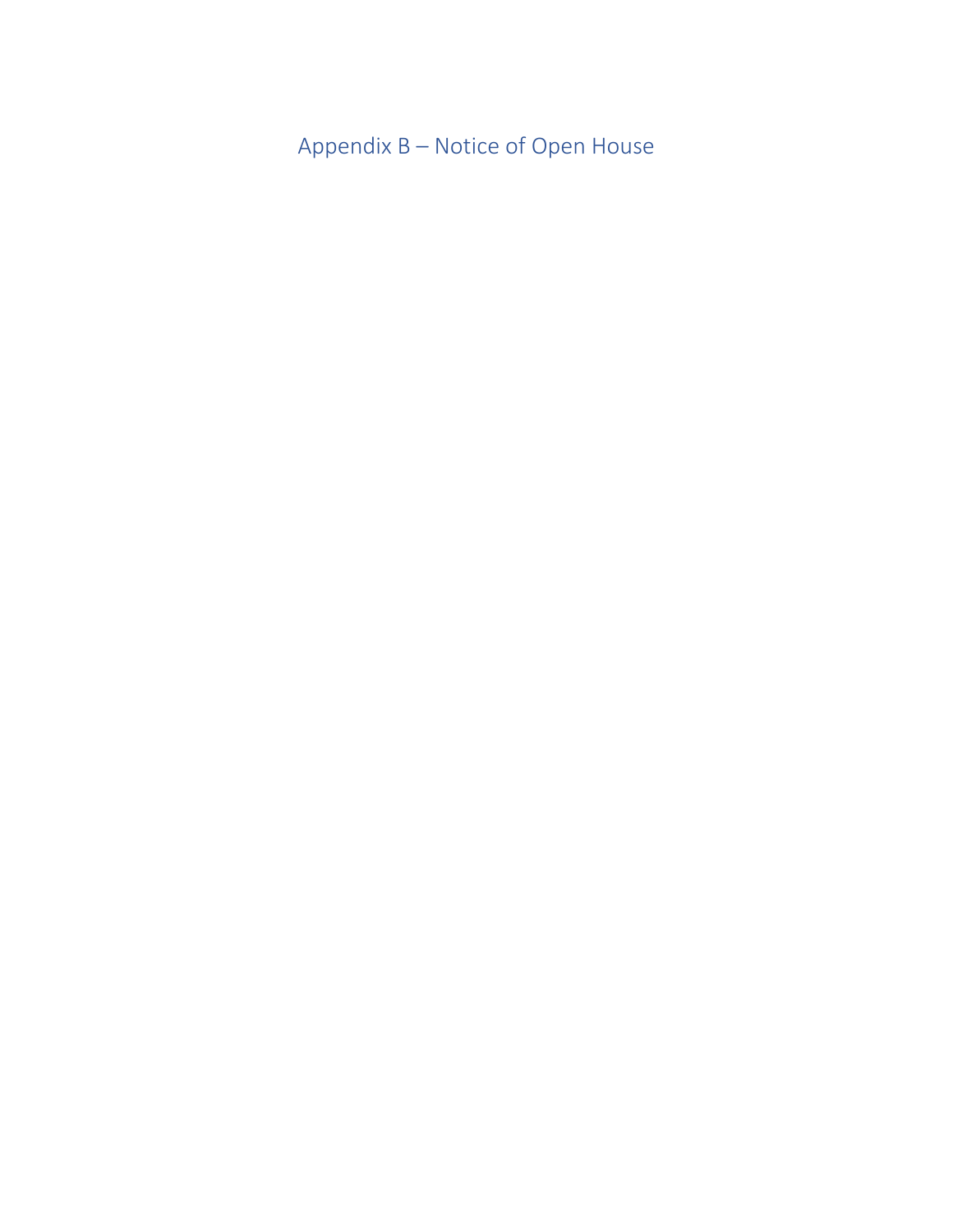# Appendix B – Notice of Open House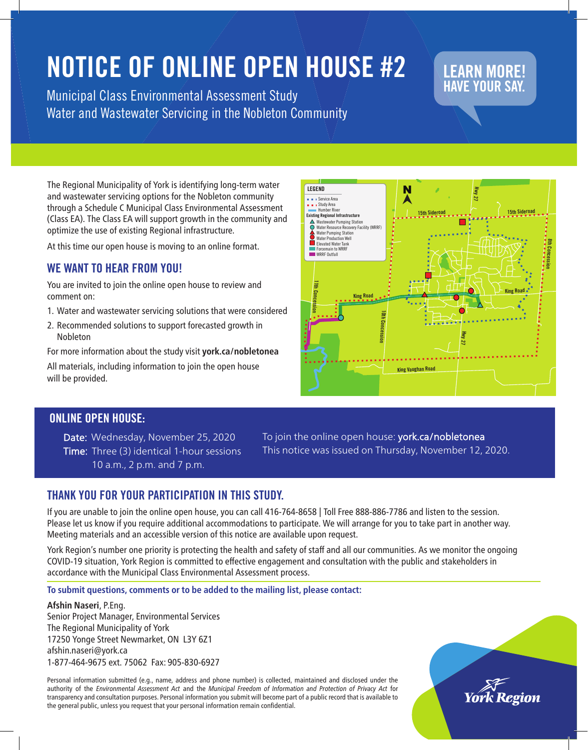# NOTICE OF ONLINE OPEN HOUSE #2

Municipal Class Environmental Assessment Study
Water and Wastewater Servicing in the Nobleton Community

**LEARN MORE! HAVE YOUR SAY.**

The Regional Municipality of York is identifying long-term water and wastewater servicing options for the Nobleton community through a Schedule C Municipal Class Environmental Assessment (Class EA). The Class EA will support growth in the community and optimize the use of existing Regional infrastructure.

At this time our open house is moving to an online format.

## WE WANT TO HEAR FROM YOU!

You are invited to join the online open house to review and comment on:

1. Water and wastewater servicing solutions that were considered
2. Recommended solutions to support forecasted growth in Nobleton

For more information about the study visit **york.ca/nobletonea**

All materials, including information to join the open house will be provided.

LEGEND
Service Area
Study Area
Humber River
Existing Regional Infrastructure
Wastewater Pumping Station
Water Resource Recovery Facility (WRRF)
Water Pumping Station
Water Production Well
Elevated Water Tank
Forcemain to WRRF
WRRF Outfall

N
15th Sideroad
15th Sideroad
Hwy 27
8th Concession
11th Concession
King Road
King Road
10th Concession
Hwy 27
King Vaughan Road

## ONLINE OPEN HOUSE:

**Date:** Wednesday, November 25, 2020
**Time:** Three (3) identical 1-hour sessions 10 a.m., 2 p.m. and 7 p.m.

To join the online open house: **york.ca/nobletonea**
This notice was issued on Thursday, November 12, 2020.

## THANK YOU FOR YOUR PARTICIPATION IN THIS STUDY.

If you are unable to join the online open house, you can call 416-764-8658 | Toll Free 888-886-7786 and listen to the session. Please let us know if you require additional accommodations to participate. We will arrange for you to take part in another way. Meeting materials and an accessible version of this notice are available upon request.

York Region's number one priority is protecting the health and safety of staff and all our communities. As we monitor the ongoing COVID-19 situation, York Region is committed to effective engagement and consultation with the public and stakeholders in accordance with the Municipal Class Environmental Assessment process.

**To submit questions, comments or to be added to the mailing list, please contact:**

**Afshin Naseri**, P.Eng.
Senior Project Manager, Environmental Services
The Regional Municipality of York
17250 Yonge Street Newmarket, ON L3Y 6Z1
afshin.naseri@york.ca
1-877-464-9675 ext. 75062 Fax: 905-830-6927

Personal information submitted (e.g., name, address and phone number) is collected, maintained and disclosed under the authority of the *Environmental Assessment Act* and the *Municipal Freedom of Information and Protection of Privacy Act* for transparency and consultation purposes. Personal information you submit will become part of a public record that is available to the general public, unless you request that your personal information remain confidential.

York Region